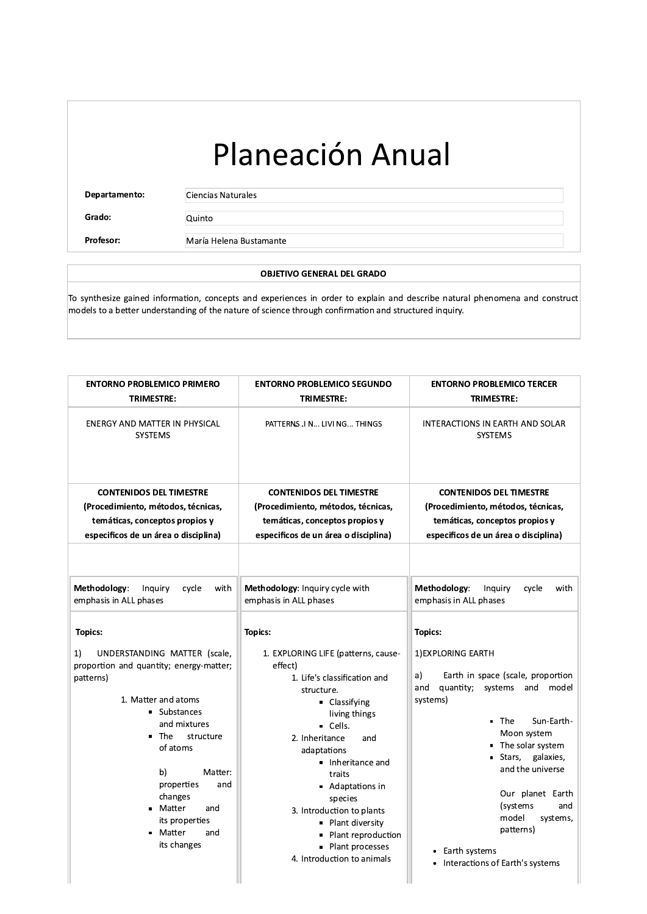# Planeación Anual

| | |
|---|---|
| **Departamento:** | Ciencias Naturales |
| **Grado:** | Quinto |
| **Profesor:** | María Helena Bustamante |

| OBJETIVO GENERAL DEL GRADO |
|---|
| To synthesize gained information, concepts and experiences in order to explain and describe natural phenomena and construct models to a better understanding of the nature of science through confirmation and structured inquiry. |

| ENTORNO PROBLEMICO PRIMERO TRIMESTRE: | ENTORNO PROBLEMICO SEGUNDO TRIMESTRE: | ENTORNO PROBLEMICO TERCER TRIMESTRE: |
|---|---|---|
| ENERGY AND MATTER IN PHYSICAL SYSTEMS | PATTERNS .I N... LIVI NG... THINGS | INTERACTIONS IN EARTH AND SOLAR SYSTEMS |
| **CONTENIDOS DEL TIMESTRE (Procedimiento, métodos, técnicas, temáticas, conceptos propios y especificos de un área o disciplina)** | **CONTENIDOS DEL TIMESTRE (Procedimiento, métodos, técnicas, temáticas, conceptos propios y especificos de un área o disciplina)** | **CONTENIDOS DEL TIMESTRE (Procedimiento, métodos, técnicas, temáticas, conceptos propios y especificos de un área o disciplina)** |
| **Methodology**: Inquiry cycle with emphasis in ALL phases<br><br>**Topics:**<br><br>1) UNDERSTANDING MATTER (scale, proportion and quantity; energy-matter; patterns)<br><br>1. Matter and atoms<br>▪ Substances and mixtures<br>▪ The structure of atoms<br><br>b) Matter: properties and changes<br>▪ Matter and its properties<br>▪ Matter and its changes | **Methodology**: Inquiry cycle with emphasis in ALL phases<br><br>**Topics:**<br><br>1. EXPLORING LIFE (patterns, cause-effect)<br>1. Life's classification and structure.<br>▪ Classifying living things<br>▪ Cells.<br>2. Inheritance and adaptations<br>▪ Inheritance and traits<br>▪ Adaptations in species<br>3. Introduction to plants<br>▪ Plant diversity<br>▪ Plant reproduction<br>▪ Plant processes<br>4. Introduction to animals | **Methodology**: Inquiry cycle with emphasis in ALL phases<br><br>**Topics:**<br><br>1)EXPLORING EARTH<br><br>a) Earth in space (scale, proportion and quantity; systems and model systems)<br><br>▪ The Sun-Earth-Moon system<br>▪ The solar system<br>▪ Stars, galaxies, and the universe<br><br>Our planet Earth (systems and model systems, patterns)<br><br>• Earth systems<br>• Interactions of Earth's systems |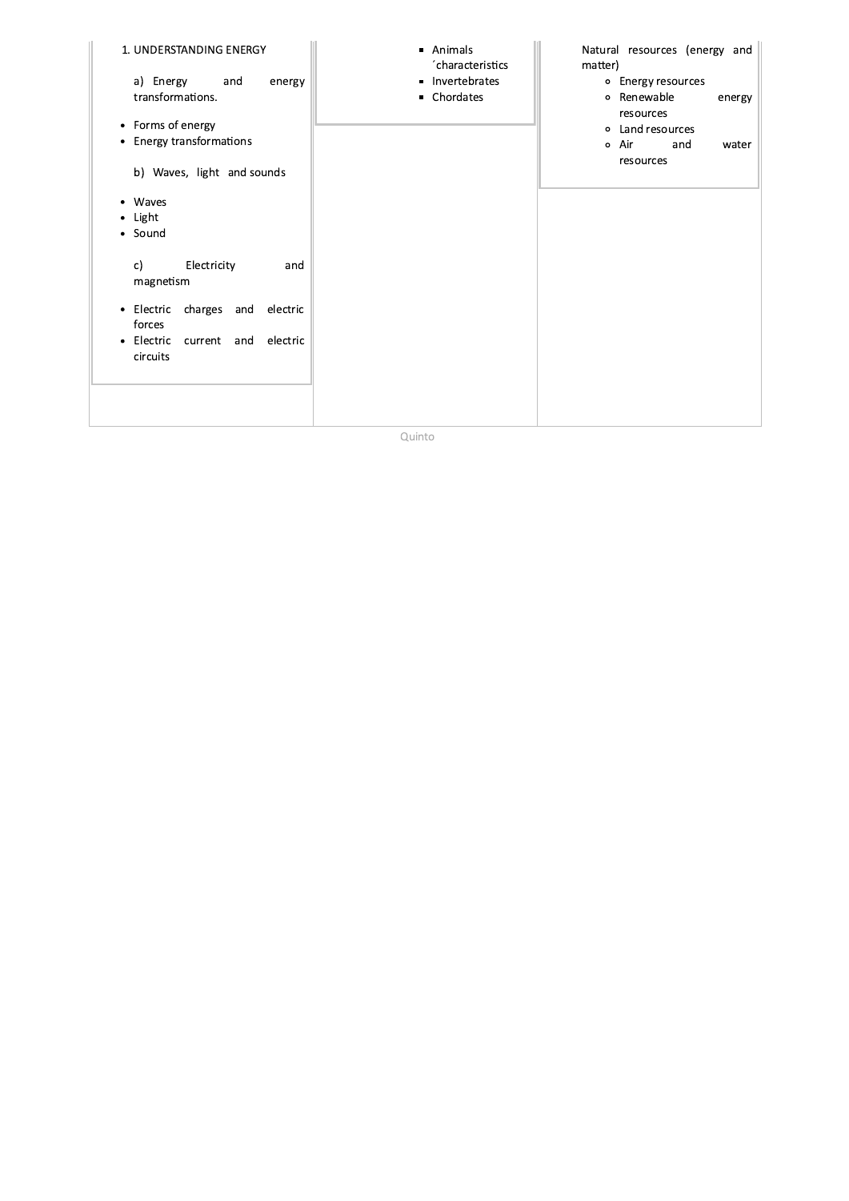| | | |
|---|---|---|
| 1. UNDERSTANDING ENERGY<br><br>a) Energy and energy transformations.<br><br>• Forms of energy<br>• Energy transformations<br><br>b) Waves, light and sounds<br><br>• Waves<br>• Light<br>• Sound<br><br>c) Electricity and magnetism<br><br>• Electric charges and electric forces<br>• Electric current and electric circuits | ▪ Animals ´characteristics<br>▪ Invertebrates<br>▪ Chordates | Natural resources (energy and matter)<br>◦ Energy resources<br>◦ Renewable energy resources<br>◦ Land resources<br>◦ Air and water resources |

Quinto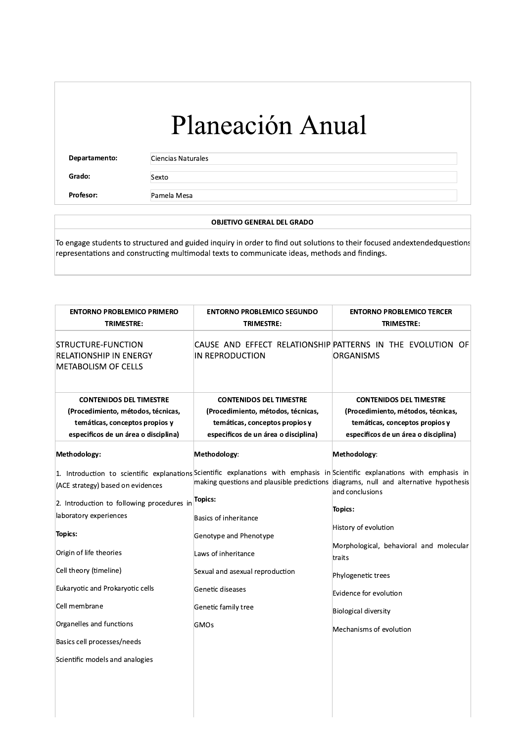# Planeación Anual

| | |
|---|---|
| **Departamento:** | Ciencias Naturales |
| **Grado:** | Sexto |
| **Profesor:** | Pamela Mesa |

| OBJETIVO GENERAL DEL GRADO |
|---|
| To engage students to structured and guided inquiry in order to find out solutions to their focused andextendedquestions representations and constructing multimodal texts to communicate ideas, methods and findings. |

| ENTORNO PROBLEMICO PRIMERO TRIMESTRE: | ENTORNO PROBLEMICO SEGUNDO TRIMESTRE: | ENTORNO PROBLEMICO TERCER TRIMESTRE: |
|---|---|---|
| STRUCTURE-FUNCTION RELATIONSHIP IN ENERGY METABOLISM OF CELLS | CAUSE AND EFFECT RELATIONSHIP IN REPRODUCTION | PATTERNS IN THE EVOLUTION OF ORGANISMS |
| **CONTENIDOS DEL TIMESTRE (Procedimiento, métodos, técnicas, temáticas, conceptos propios y especificos de un área o disciplina)** | **CONTENIDOS DEL TIMESTRE (Procedimiento, métodos, técnicas, temáticas, conceptos propios y especificos de un área o disciplina)** | **CONTENIDOS DEL TIMESTRE (Procedimiento, métodos, técnicas, temáticas, conceptos propios y especificos de un área o disciplina)** |
| **Methodology:**<br><br>1. Introduction to scientific explanations (ACE strategy) based on evidences<br><br>2. Introduction to following procedures in laboratory experiences<br><br>**Topics:**<br><br>Origin of life theories<br><br>Cell theory (timeline)<br><br>Eukaryotic and Prokaryotic cells<br><br>Cell membrane<br><br>Organelles and functions<br><br>Basics cell processes/needs<br><br>Scientific models and analogies | **Methodology**:<br><br>Scientific explanations with emphasis in making questions and plausible predictions<br><br>**Topics:**<br><br>Basics of inheritance<br><br>Genotype and Phenotype<br><br>Laws of inheritance<br><br>Sexual and asexual reproduction<br><br>Genetic diseases<br><br>Genetic family tree<br><br>GMOs | **Methodology**:<br><br>Scientific explanations with emphasis in diagrams, null and alternative hypothesis and conclusions<br><br>**Topics:**<br><br>History of evolution<br><br>Morphological, behavioral and molecular traits<br><br>Phylogenetic trees<br><br>Evidence for evolution<br><br>Biological diversity<br><br>Mechanisms of evolution |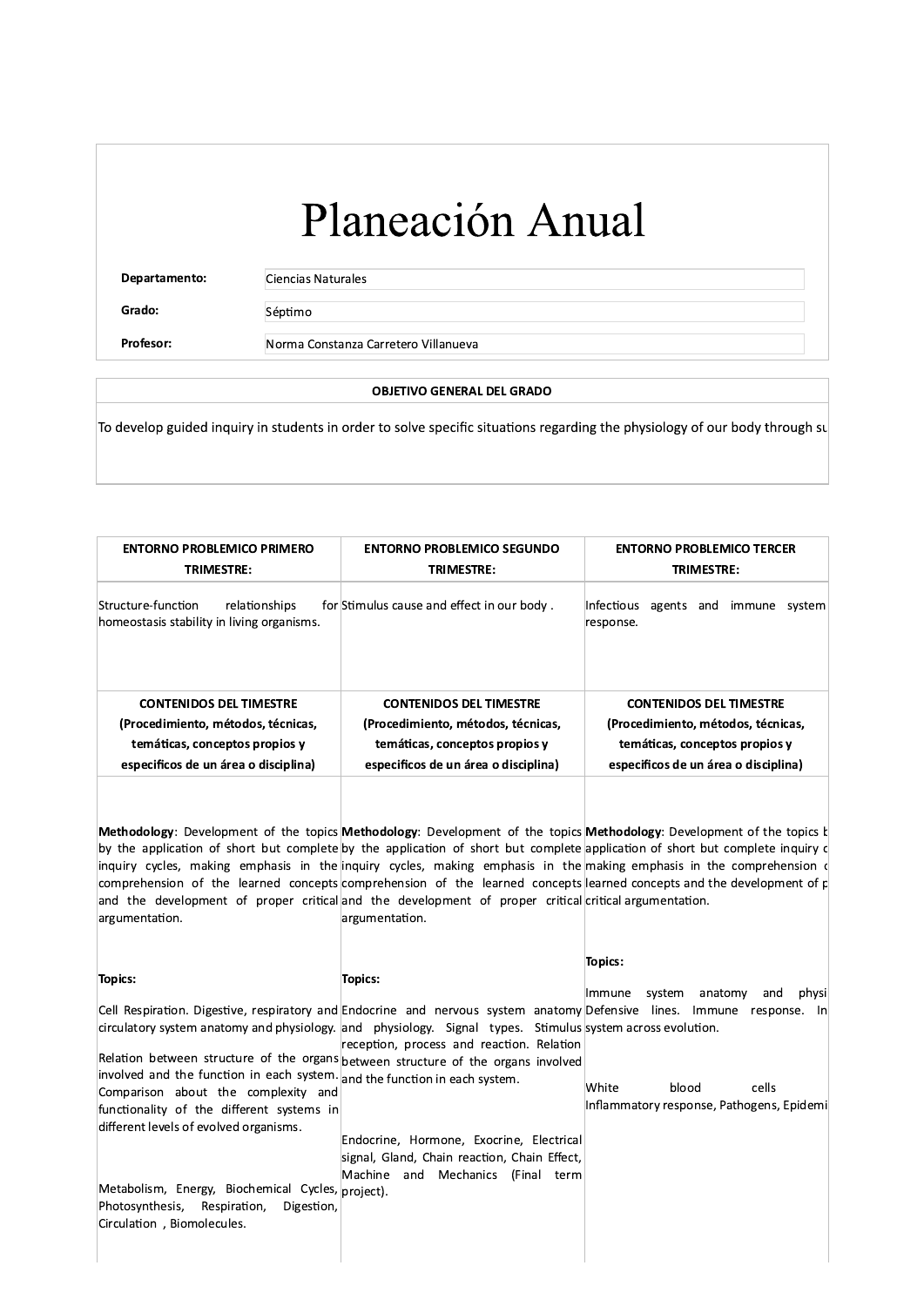# Planeación Anual

| | |
|---|---|
| **Departamento:** | Ciencias Naturales |
| **Grado:** | Séptimo |
| **Profesor:** | Norma Constanza Carretero Villanueva |

| OBJETIVO GENERAL DEL GRADO |
|---|
| To develop guided inquiry in students in order to solve specific situations regarding the physiology of our body through su |

| ENTORNO PROBLEMICO PRIMERO TRIMESTRE: | ENTORNO PROBLEMICO SEGUNDO TRIMESTRE: | ENTORNO PROBLEMICO TERCER TRIMESTRE: |
|---|---|---|
| Structure-function relationships for homeostasis stability in living organisms. | Stimulus cause and effect in our body . | Infectious agents and immune system response. |
| **CONTENIDOS DEL TIMESTRE (Procedimiento, métodos, técnicas, temáticas, conceptos propios y especificos de un área o disciplina)** | **CONTENIDOS DEL TIMESTRE (Procedimiento, métodos, técnicas, temáticas, conceptos propios y especificos de un área o disciplina)** | **CONTENIDOS DEL TIMESTRE (Procedimiento, métodos, técnicas, temáticas, conceptos propios y especificos de un área o disciplina)** |
| **Methodology**: Development of the topics by the application of short but complete inquiry cycles, making emphasis in the comprehension of the learned concepts and the development of proper critical argumentation.<br><br>**Topics:**<br><br>Cell Respiration. Digestive, respiratory and circulatory system anatomy and physiology.<br><br>Relation between structure of the organs involved and the function in each system. Comparison about the complexity and functionality of the different systems in different levels of evolved organisms.<br><br>Metabolism, Energy, Biochemical Cycles, Photosynthesis, Respiration, Digestion, Circulation , Biomolecules. | **Methodology**: Development of the topics by the application of short but complete inquiry cycles, making emphasis in the comprehension of the learned concepts and the development of proper critical argumentation.<br><br>**Topics:**<br><br>Endocrine and nervous system anatomy and physiology. Signal types. Stimulus reception, process and reaction. Relation between structure of the organs involved and the function in each system.<br><br>Endocrine, Hormone, Exocrine, Electrical signal, Gland, Chain reaction, Chain Effect, Machine and Mechanics (Final term project). | **Methodology**: Development of the topics b application of short but complete inquiry c making emphasis in the comprehension c learned concepts and the development of p critical argumentation.<br><br>**Topics:**<br><br>Immune system anatomy and physi Defensive lines. Immune response. In system across evolution.<br><br>White blood cells Inflammatory response, Pathogens, Epidemi |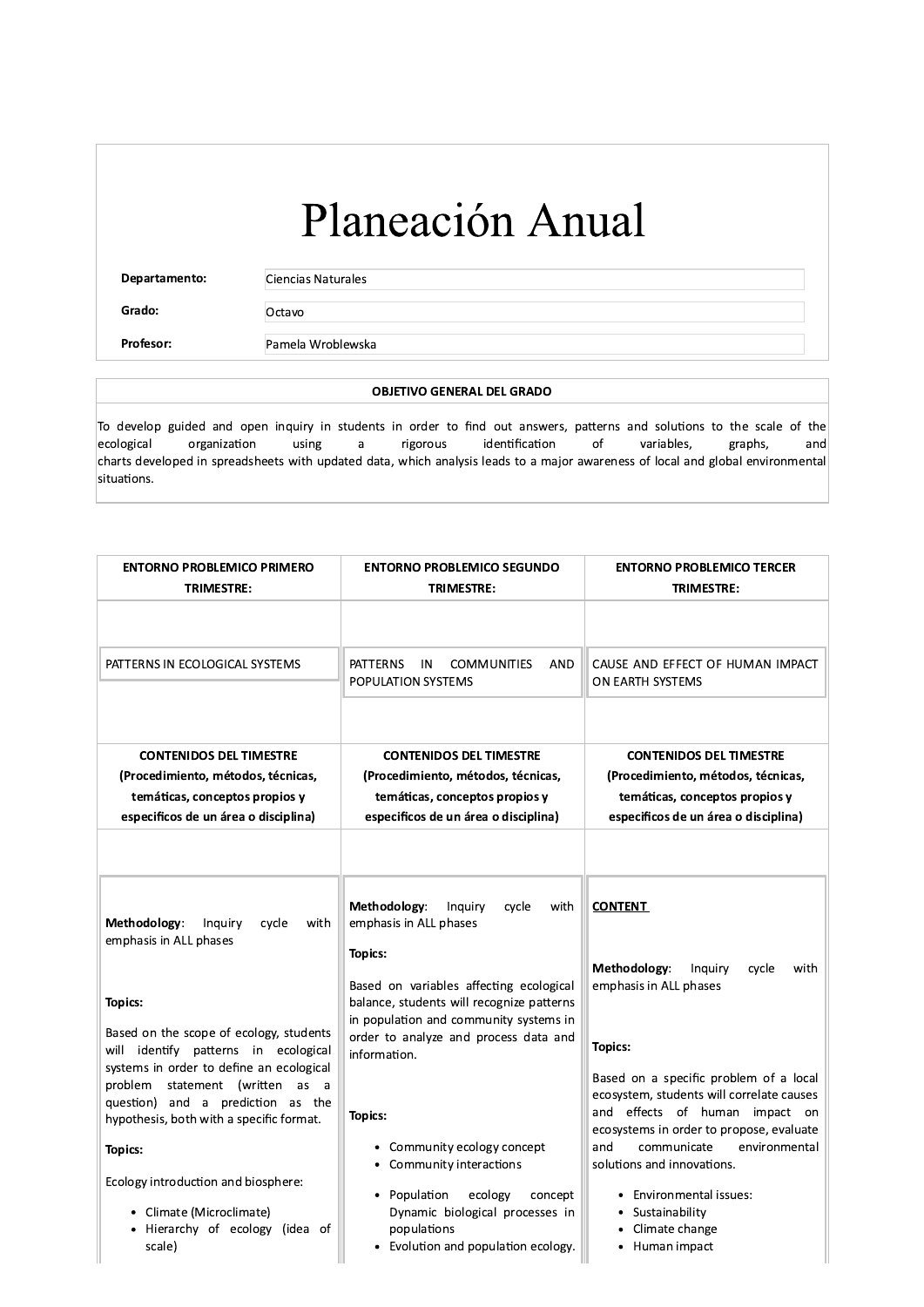# Planeación Anual

| | |
|---|---|
| **Departamento:** | Ciencias Naturales |
| **Grado:** | Octavo |
| **Profesor:** | Pamela Wroblewska |

| OBJETIVO GENERAL DEL GRADO |
|---|
| To develop guided and open inquiry in students in order to find out answers, patterns and solutions to the scale of the ecological organization using a rigorous identification of variables, graphs, and charts developed in spreadsheets with updated data, which analysis leads to a major awareness of local and global environmental situations. |

| ENTORNO PROBLEMICO PRIMERO TRIMESTRE: | ENTORNO PROBLEMICO SEGUNDO TRIMESTRE: | ENTORNO PROBLEMICO TERCER TRIMESTRE: |
|---|---|---|
| PATTERNS IN ECOLOGICAL SYSTEMS | PATTERNS IN COMMUNITIES AND POPULATION SYSTEMS | CAUSE AND EFFECT OF HUMAN IMPACT ON EARTH SYSTEMS |
| **CONTENIDOS DEL TIMESTRE (Procedimiento, métodos, técnicas, temáticas, conceptos propios y específicos de un área o disciplina)** | **CONTENIDOS DEL TIMESTRE (Procedimiento, métodos, técnicas, temáticas, conceptos propios y específicos de un área o disciplina)** | **CONTENIDOS DEL TIMESTRE (Procedimiento, métodos, técnicas, temáticas, conceptos propios y específicos de un área o disciplina)** |
| **Methodology**: Inquiry cycle with emphasis in ALL phases<br><br>**Topics:**<br><br>Based on the scope of ecology, students will identify patterns in ecological systems in order to define an ecological problem statement (written as a question) and a prediction as the hypothesis, both with a specific format.<br><br>**Topics:**<br><br>Ecology introduction and biosphere:<br>• Climate (Microclimate)<br>• Hierarchy of ecology (idea of scale) | **Methodology**: Inquiry cycle with emphasis in ALL phases<br><br>**Topics:**<br><br>Based on variables affecting ecological balance, students will recognize patterns in population and community systems in order to analyze and process data and information.<br><br>**Topics:**<br><br>• Community ecology concept<br>• Community interactions<br>• Population ecology concept Dynamic biological processes in populations<br>• Evolution and population ecology. | **CONTENT**<br><br>**Methodology**: Inquiry cycle with emphasis in ALL phases<br><br>**Topics:**<br><br>Based on a specific problem of a local ecosystem, students will correlate causes and effects of human impact on ecosystems in order to propose, evaluate and communicate environmental solutions and innovations.<br><br>• Environmental issues:<br>• Sustainability<br>• Climate change<br>• Human impact |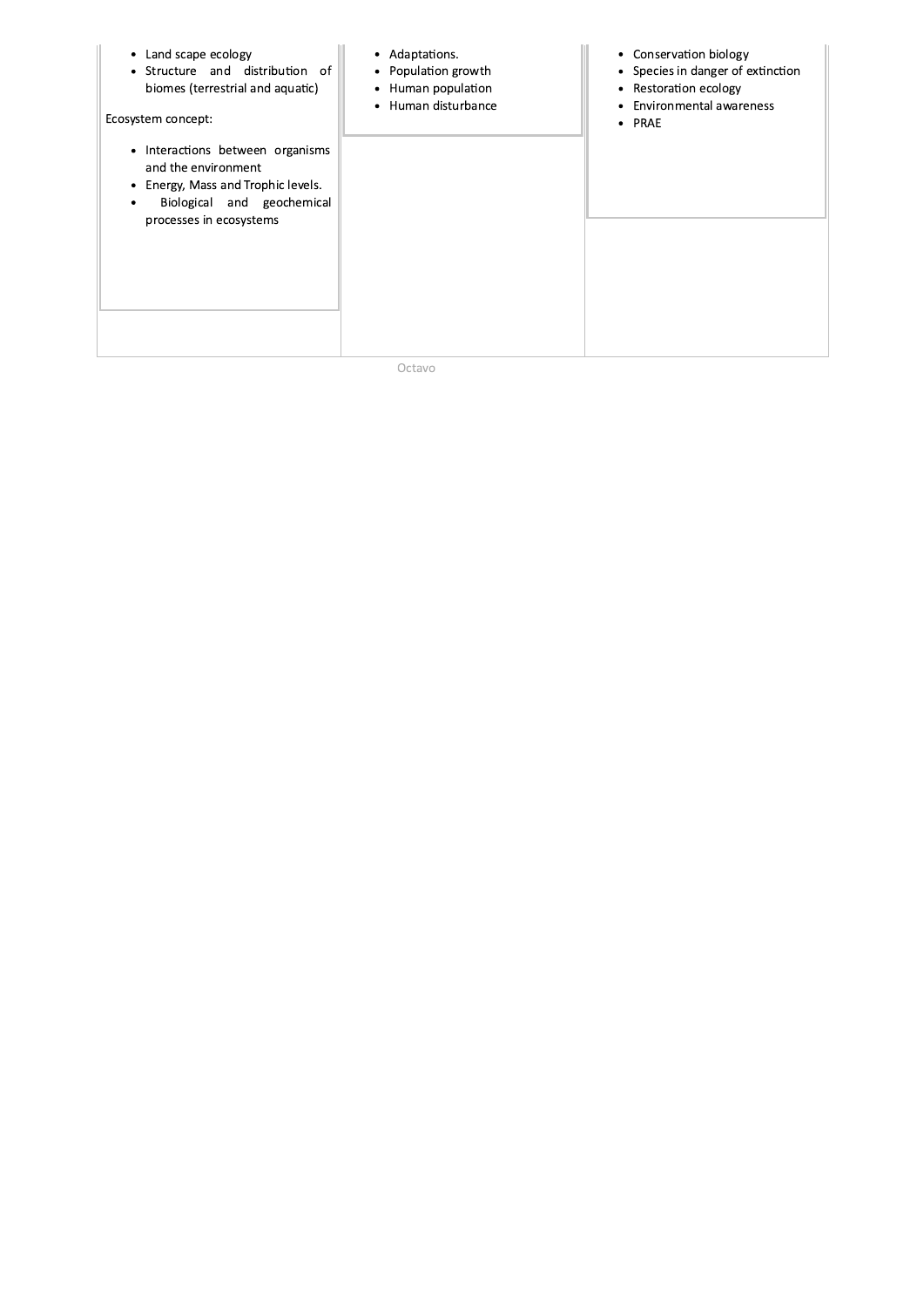| | | |
|---|---|---|
| • Land scape ecology<br>• Structure and distribution of biomes (terrestrial and aquatic)<br><br>Ecosystem concept:<br><br>• Interactions between organisms and the environment<br>• Energy, Mass and Trophic levels.<br>• Biological and geochemical processes in ecosystems | • Adaptations.<br>• Population growth<br>• Human population<br>• Human disturbance | • Conservation biology<br>• Species in danger of extinction<br>• Restoration ecology<br>• Environmental awareness<br>• PRAE |

Octavo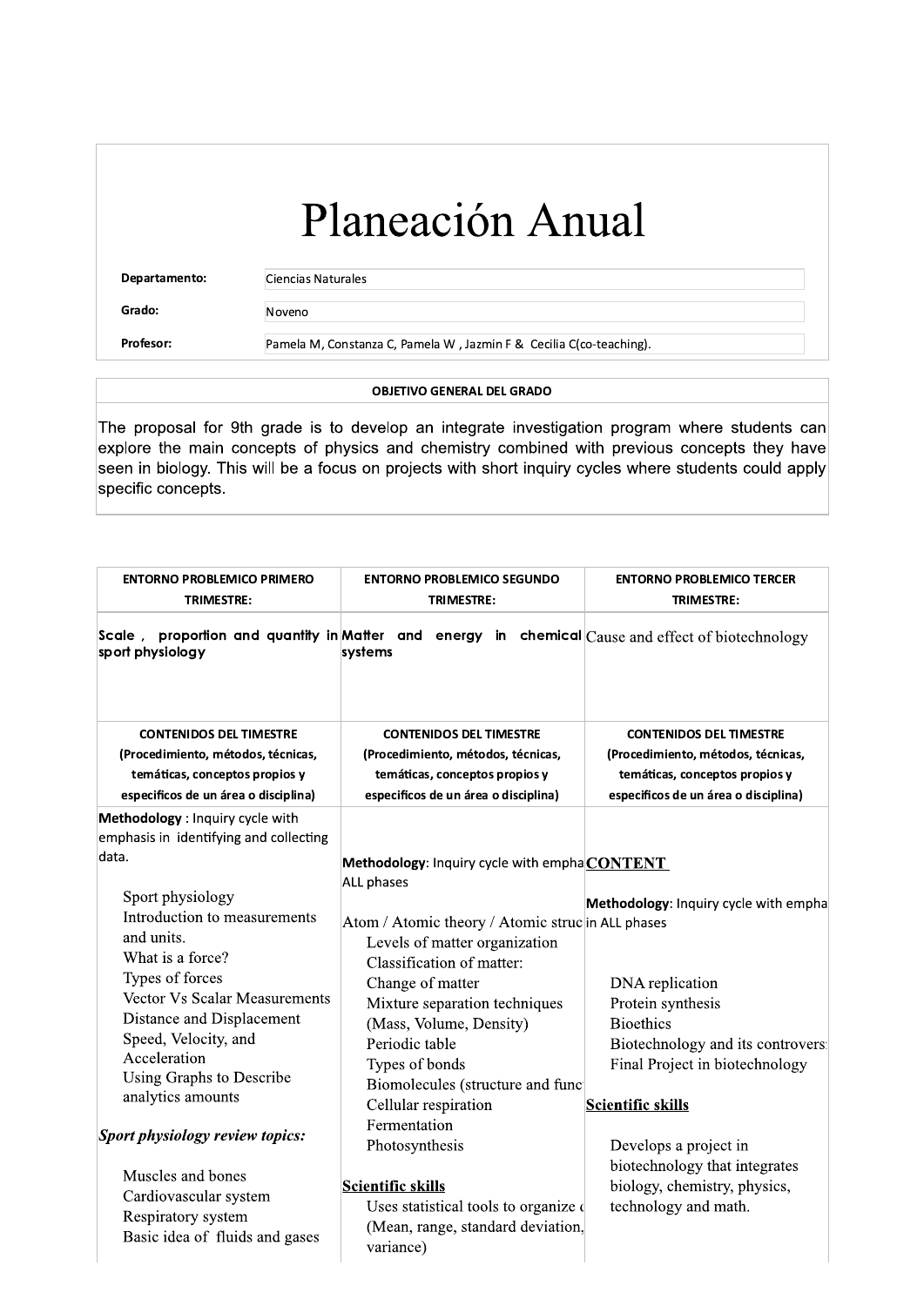# Planeación Anual

| | |
|---|---|
| **Departamento:** | Ciencias Naturales |
| **Grado:** | Noveno |
| **Profesor:** | Pamela M, Constanza C, Pamela W , Jazmin F & Cecilia C(co-teaching). |

| OBJETIVO GENERAL DEL GRADO |
|---|
| The proposal for 9th grade is to develop an integrate investigation program where students can explore the main concepts of physics and chemistry combined with previous concepts they have seen in biology. This will be a focus on projects with short inquiry cycles where students could apply specific concepts. |

| ENTORNO PROBLEMICO PRIMERO TRIMESTRE: | ENTORNO PROBLEMICO SEGUNDO TRIMESTRE: | ENTORNO PROBLEMICO TERCER TRIMESTRE: |
|---|---|---|
| **Scale , proportion and quantity in sport physiology** | **Matter and energy in chemical systems** | Cause and effect of biotechnology |
| **CONTENIDOS DEL TIMESTRE** (Procedimiento, métodos, técnicas, temáticas, conceptos propios y especificos de un área o disciplina) | **CONTENIDOS DEL TIMESTRE** (Procedimiento, métodos, técnicas, temáticas, conceptos propios y especificos de un área o disciplina) | **CONTENIDOS DEL TIMESTRE** (Procedimiento, métodos, técnicas, temáticas, conceptos propios y especificos de un área o disciplina) |
| **Methodology** : Inquiry cycle with emphasis in identifying and collecting data.<br><br>Sport physiology<br>Introduction to measurements and units.<br>What is a force?<br>Types of forces<br>Vector Vs Scalar Measurements<br>Distance and Displacement<br>Speed, Velocity, and Acceleration<br>Using Graphs to Describe analytics amounts<br><br>***Sport physiology review topics:***<br><br>Muscles and bones<br>Cardiovascular system<br>Respiratory system<br>Basic idea of fluids and gases | **Methodology**: Inquiry cycle with empha ALL phases<br><br>Atom / Atomic theory / Atomic struc<br>Levels of matter organization<br>Classification of matter:<br>Change of matter<br>Mixture separation techniques (Mass, Volume, Density)<br>Periodic table<br>Types of bonds<br>Biomolecules (structure and func<br>Cellular respiration<br>Fermentation<br>Photosynthesis<br><br>**Scientific skills**<br>Uses statistical tools to organize d (Mean, range, standard deviation, variance) | **CONTENT**<br><br>**Methodology**: Inquiry cycle with empha in ALL phases<br><br>DNA replication<br>Protein synthesis<br>Bioethics<br>Biotechnology and its controvers<br>Final Project in biotechnology<br><br>**Scientific skills**<br><br>Develops a project in biotechnology that integrates biology, chemistry, physics, technology and math. |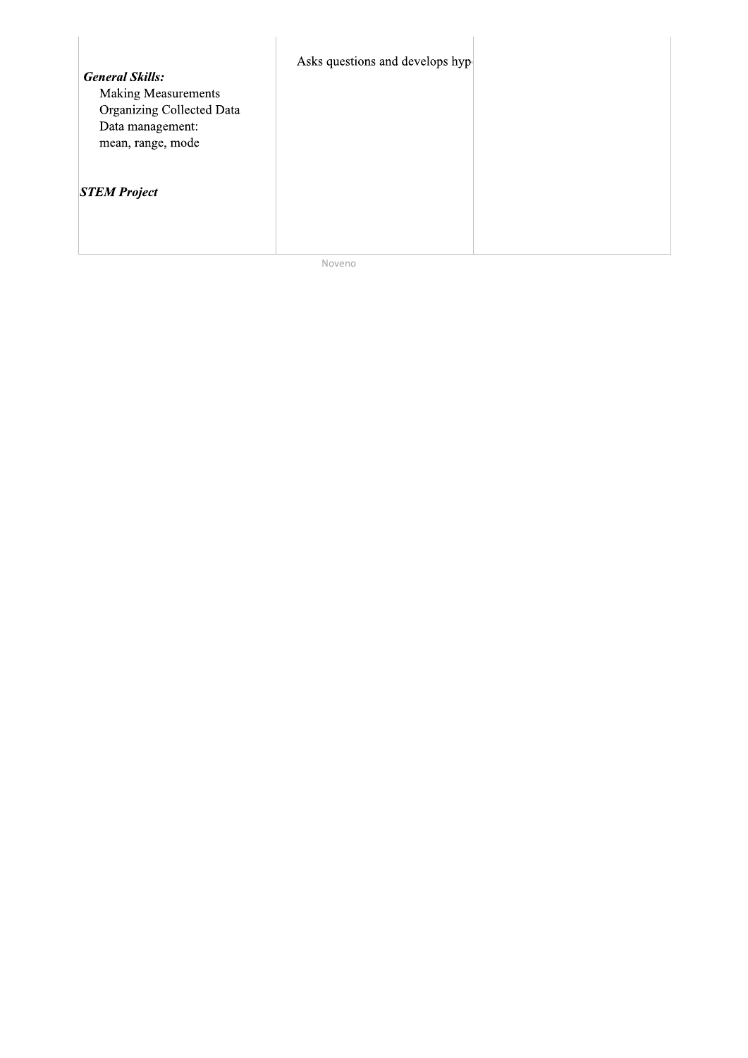| | | |
|---|---|---|
| ***General Skills:*** Making Measurements Organizing Collected Data Data management: mean, range, mode ***STEM Project*** | Asks questions and develops hyp | |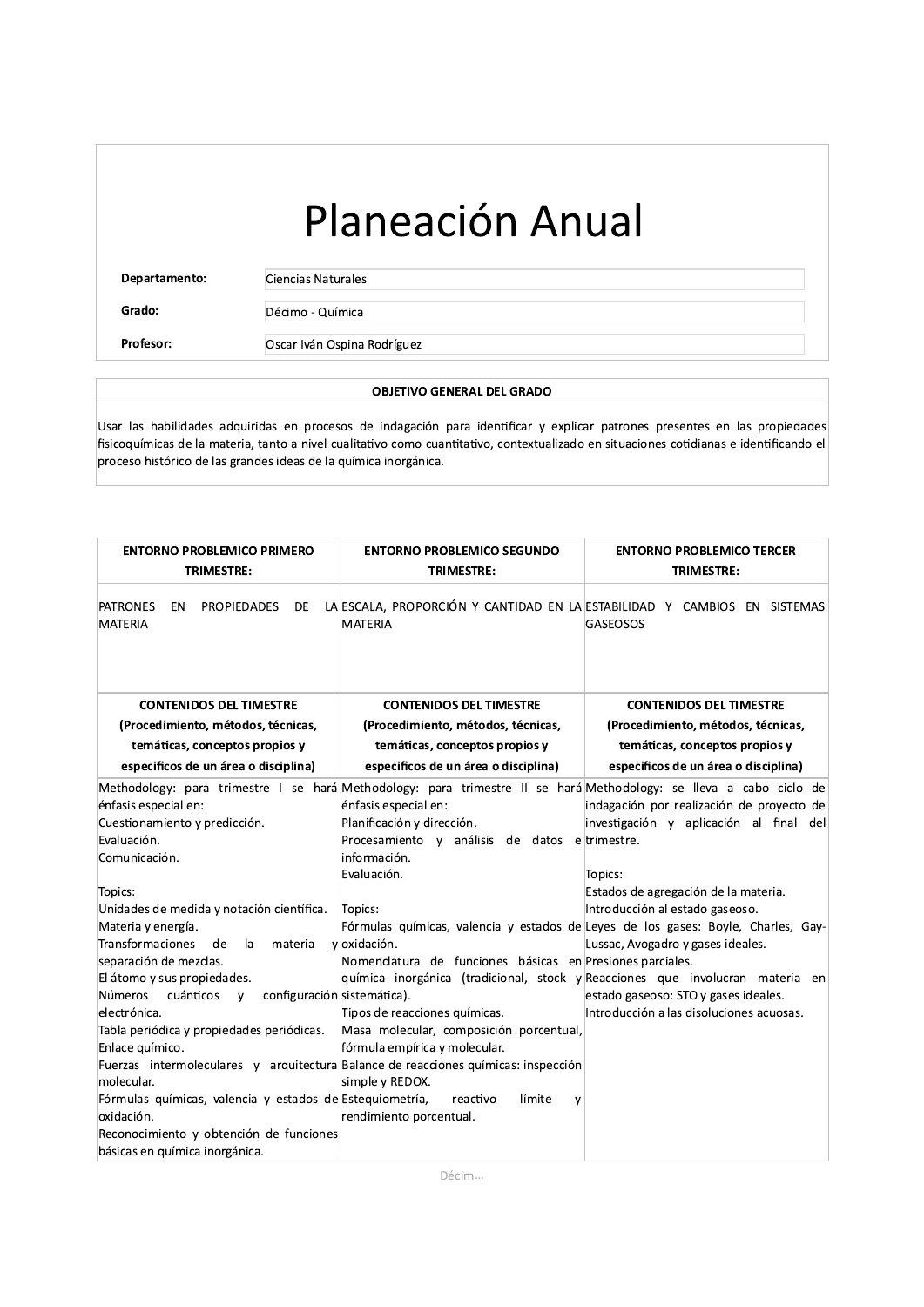# Planeación Anual

| | |
|---|---|
| **Departamento:** | Ciencias Naturales |
| **Grado:** | Décimo - Química |
| **Profesor:** | Oscar Iván Ospina Rodríguez |

| **OBJETIVO GENERAL DEL GRADO** |
|---|
| Usar las habilidades adquiridas en procesos de indagación para identificar y explicar patrones presentes en las propiedades fisicoquímicas de la materia, tanto a nivel cualitativo como cuantitativo, contextualizado en situaciones cotidianas e identificando el proceso histórico de las grandes ideas de la química inorgánica. |

| **ENTORNO PROBLEMICO PRIMERO TRIMESTRE:** | **ENTORNO PROBLEMICO SEGUNDO TRIMESTRE:** | **ENTORNO PROBLEMICO TERCER TRIMESTRE:** |
|---|---|---|
| PATRONES EN PROPIEDADES DE LA MATERIA | ESCALA, PROPORCIÓN Y CANTIDAD EN LA MATERIA | ESTABILIDAD Y CAMBIOS EN SISTEMAS GASEOSOS |
| **CONTENIDOS DEL TIMESTRE (Procedimiento, métodos, técnicas, temáticas, conceptos propios y especificos de un área o disciplina)** | **CONTENIDOS DEL TIMESTRE (Procedimiento, métodos, técnicas, temáticas, conceptos propios y especificos de un área o disciplina)** | **CONTENIDOS DEL TIMESTRE (Procedimiento, métodos, técnicas, temáticas, conceptos propios y especificos de un área o disciplina)** |
| Methodology: para trimestre I se hará énfasis especial en:<br>Cuestionamiento y predicción.<br>Evaluación.<br>Comunicación.<br><br>Topics:<br>Unidades de medida y notación científica.<br>Materia y energía.<br>Transformaciones de la materia y separación de mezclas.<br>El átomo y sus propiedades.<br>Números cuánticos y configuración electrónica.<br>Tabla periódica y propiedades periódicas.<br>Enlace químico.<br>Fuerzas intermoleculares y arquitectura molecular.<br>Fórmulas químicas, valencia y estados de oxidación.<br>Reconocimiento y obtención de funciones básicas en química inorgánica. | Methodology: para trimestre II se hará énfasis especial en:<br>Planificación y dirección.<br>Procesamiento y análisis de datos e información.<br>Evaluación.<br><br>Topics:<br>Fórmulas químicas, valencia y estados de oxidación.<br>Nomenclatura de funciones básicas en química inorgánica (tradicional, stock y sistemática).<br>Tipos de reacciones químicas.<br>Masa molecular, composición porcentual, fórmula empírica y molecular.<br>Balance de reacciones químicas: inspección simple y REDOX.<br>Estequiometría, reactivo límite y rendimiento porcentual. | Methodology: se lleva a cabo ciclo de indagación por realización de proyecto de investigación y aplicación al final del trimestre.<br><br>Topics:<br>Estados de agregación de la materia.<br>Introducción al estado gaseoso.<br>Leyes de los gases: Boyle, Charles, Gay-Lussac, Avogadro y gases ideales.<br>Presiones parciales.<br>Reacciones que involucran materia en estado gaseoso: STO y gases ideales.<br>Introducción a las disoluciones acuosas. |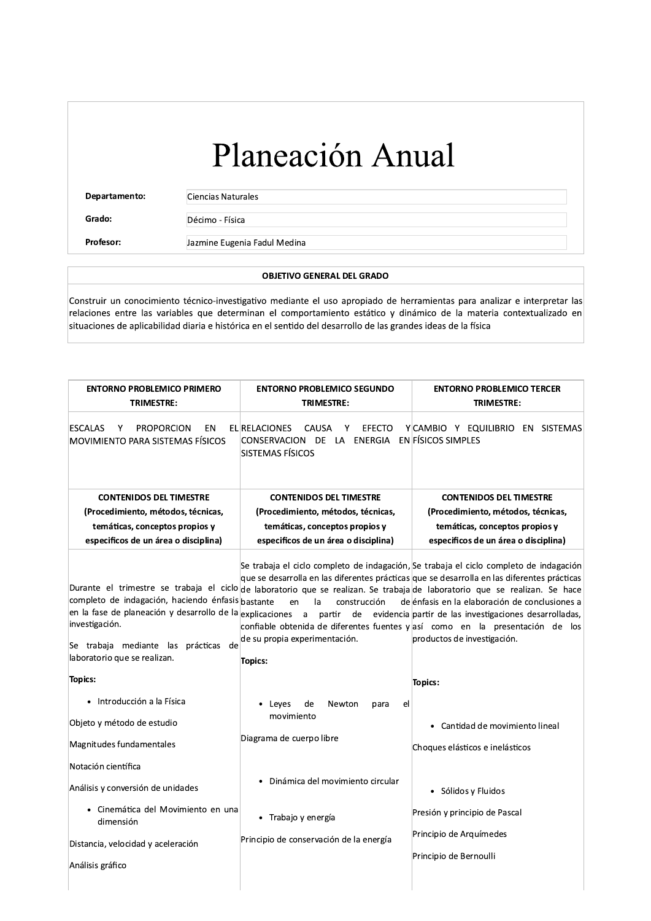# Planeación Anual

| | |
|---|---|
| **Departamento:** | Ciencias Naturales |
| **Grado:** | Décimo - Física |
| **Profesor:** | Jazmine Eugenia Fadul Medina |

| **OBJETIVO GENERAL DEL GRADO** |
|---|
| Construir un conocimiento técnico-investigativo mediante el uso apropiado de herramientas para analizar e interpretar las relaciones entre las variables que determinan el comportamiento estático y dinámico de la materia contextualizado en situaciones de aplicabilidad diaria e histórica en el sentido del desarrollo de las grandes ideas de la física |

| **ENTORNO PROBLEMICO PRIMERO TRIMESTRE:** | **ENTORNO PROBLEMICO SEGUNDO TRIMESTRE:** | **ENTORNO PROBLEMICO TERCER TRIMESTRE:** |
|---|---|---|
| ESCALAS Y PROPORCION EN EL MOVIMIENTO PARA SISTEMAS FÍSICOS | RELACIONES CAUSA Y EFECTO Y CONSERVACION DE LA ENERGIA EN SISTEMAS FÍSICOS | CAMBIO Y EQUILIBRIO EN SISTEMAS FÍSICOS SIMPLES |
| **CONTENIDOS DEL TIMESTRE (Procedimiento, métodos, técnicas, temáticas, conceptos propios y especificos de un área o disciplina)** | **CONTENIDOS DEL TIMESTRE (Procedimiento, métodos, técnicas, temáticas, conceptos propios y especificos de un área o disciplina)** | **CONTENIDOS DEL TIMESTRE (Procedimiento, métodos, técnicas, temáticas, conceptos propios y especificos de un área o disciplina)** |
| Durante el trimestre se trabaja el ciclo completo de indagación, haciendo énfasis en la fase de planeación y desarrollo de la investigación.<br><br>Se trabaja mediante las prácticas de laboratorio que se realizan.<br><br>**Topics:**<br><br>• Introducción a la Física<br><br>Objeto y método de estudio<br><br>Magnitudes fundamentales<br><br>Notación científica<br><br>Análisis y conversión de unidades<br><br>• Cinemática del Movimiento en una dimensión<br><br>Distancia, velocidad y aceleración<br><br>Análisis gráfico | Se trabaja el ciclo completo de indagación, que se desarrolla en las diferentes prácticas de laboratorio que se realizan. Se trabaja bastante en la construcción de explicaciones a partir de evidencia confiable obtenida de diferentes fuentes y de su propia experimentación.<br><br>**Topics:**<br><br>• Leyes de Newton para el movimiento<br><br>Diagrama de cuerpo libre<br><br>• Dinámica del movimiento circular<br><br>• Trabajo y energía<br><br>Principio de conservación de la energía | Se trabaja el ciclo completo de indagación que se desarrolla en las diferentes prácticas de laboratorio que se realizan. Se hace énfasis en la elaboración de conclusiones a partir de las investigaciones desarrolladas, así como en la presentación de los productos de investigación.<br><br>**Topics:**<br><br>• Cantidad de movimiento lineal<br><br>Choques elásticos e inelásticos<br><br>• Sólidos y Fluidos<br><br>Presión y principio de Pascal<br><br>Principio de Arquímedes<br><br>Principio de Bernoulli |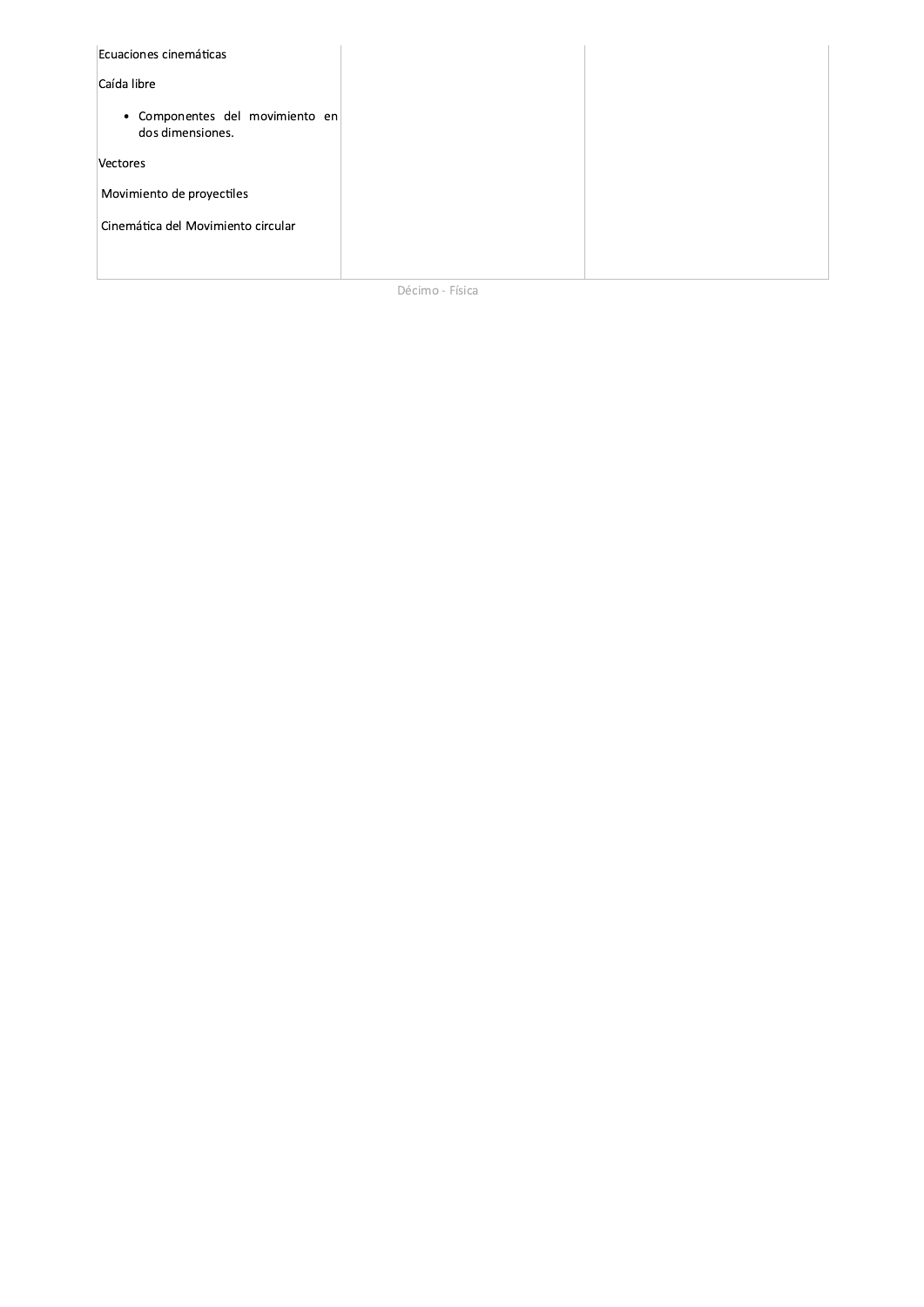| | | |
| --- | --- | --- |
| Ecuaciones cinemáticas<br><br>Caída libre<br><br>• Componentes del movimiento en dos dimensiones.<br><br>Vectores<br><br>Movimiento de proyectiles<br><br>Cinemática del Movimiento circular | | |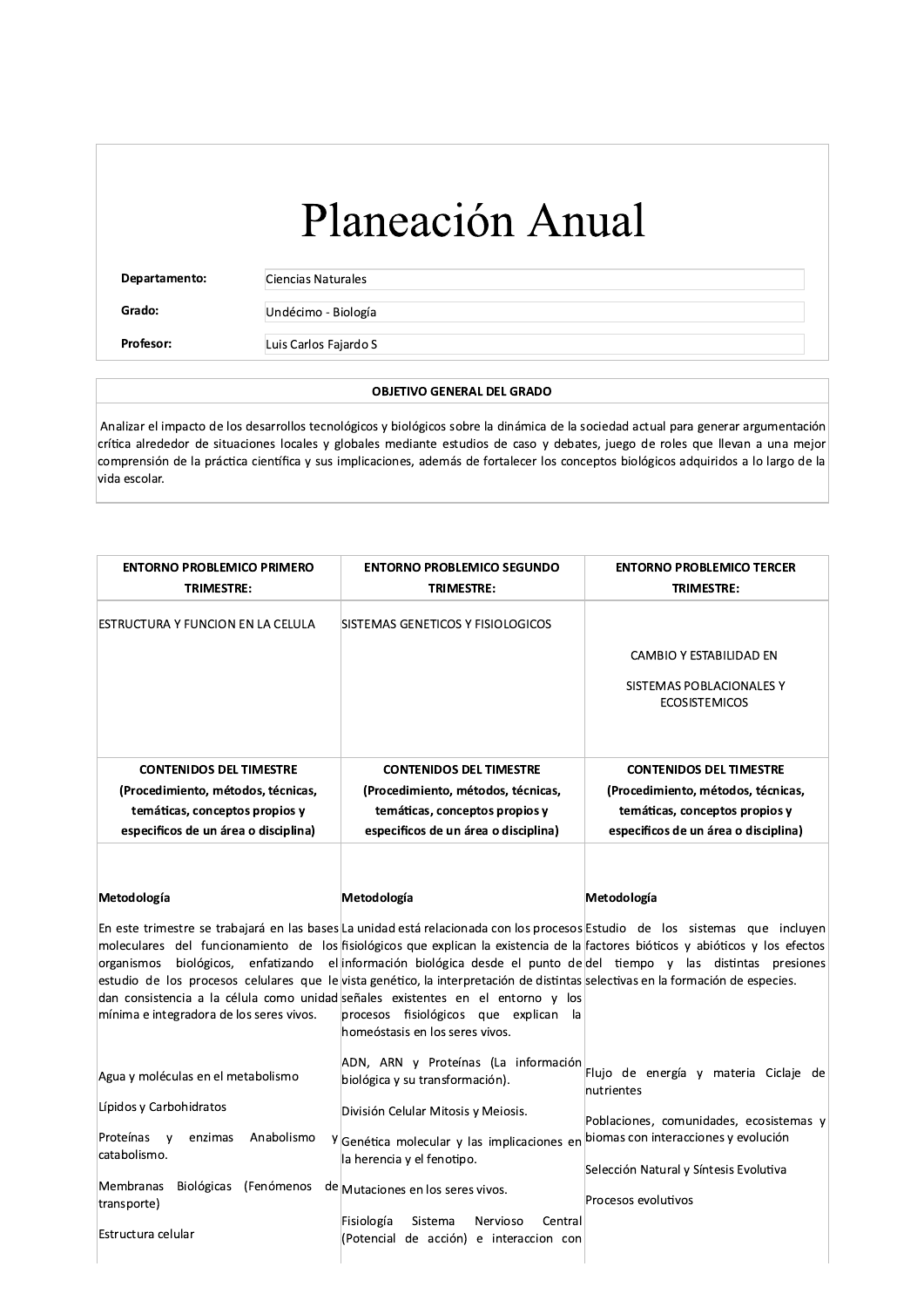# Planeación Anual

| | |
|---|---|
| **Departamento:** | Ciencias Naturales |
| **Grado:** | Undécimo - Biología |
| **Profesor:** | Luis Carlos Fajardo S |

| OBJETIVO GENERAL DEL GRADO |
|---|
| Analizar el impacto de los desarrollos tecnológicos y biológicos sobre la dinámica de la sociedad actual para generar argumentación crítica alrededor de situaciones locales y globales mediante estudios de caso y debates, juego de roles que llevan a una mejor comprensión de la práctica científica y sus implicaciones, además de fortalecer los conceptos biológicos adquiridos a lo largo de la vida escolar. |

| ENTORNO PROBLEMICO PRIMERO TRIMESTRE: | ENTORNO PROBLEMICO SEGUNDO TRIMESTRE: | ENTORNO PROBLEMICO TERCER TRIMESTRE: |
|---|---|---|
| ESTRUCTURA Y FUNCION EN LA CELULA | SISTEMAS GENETICOS Y FISIOLOGICOS | CAMBIO Y ESTABILIDAD EN SISTEMAS POBLACIONALES Y ECOSISTEMICOS |
| **CONTENIDOS DEL TIMESTRE (Procedimiento, métodos, técnicas, temáticas, conceptos propios y especificos de un área o disciplina)** | **CONTENIDOS DEL TIMESTRE (Procedimiento, métodos, técnicas, temáticas, conceptos propios y especificos de un área o disciplina)** | **CONTENIDOS DEL TIMESTRE (Procedimiento, métodos, técnicas, temáticas, conceptos propios y especificos de un área o disciplina)** |
| **Metodología**<br><br>En este trimestre se trabajará en las bases moleculares del funcionamiento de los organismos biológicos, enfatizando el estudio de los procesos celulares que le dan consistencia a la célula como unidad mínima e integradora de los seres vivos.<br><br>Agua y moléculas en el metabolismo<br><br>Lípidos y Carbohidratos<br><br>Proteínas y enzimas Anabolismo y catabolismo.<br><br>Membranas Biológicas (Fenómenos de transporte)<br><br>Estructura celular | **Metodología**<br><br>La unidad está relacionada con los procesos fisiológicos que explican la existencia de la información biológica desde el punto de vista genético, la interpretación de distintas señales existentes en el entorno y los procesos fisiológicos que explican la homeóstasis en los seres vivos.<br><br>ADN, ARN y Proteínas (La información biológica y su transformación).<br><br>División Celular Mitosis y Meiosis.<br><br>Genética molecular y las implicaciones en la herencia y el fenotipo.<br><br>Mutaciones en los seres vivos.<br><br>Fisiología Sistema Nervioso Central (Potencial de acción) e interaccion con | **Metodología**<br><br>Estudio de los sistemas que incluyen factores bióticos y abióticos y los efectos del tiempo y las distintas presiones selectivas en la formación de especies.<br><br>Flujo de energía y materia Ciclaje de nutrientes<br><br>Poblaciones, comunidades, ecosistemas y biomas con interacciones y evolución<br><br>Selección Natural y Síntesis Evolutiva<br><br>Procesos evolutivos |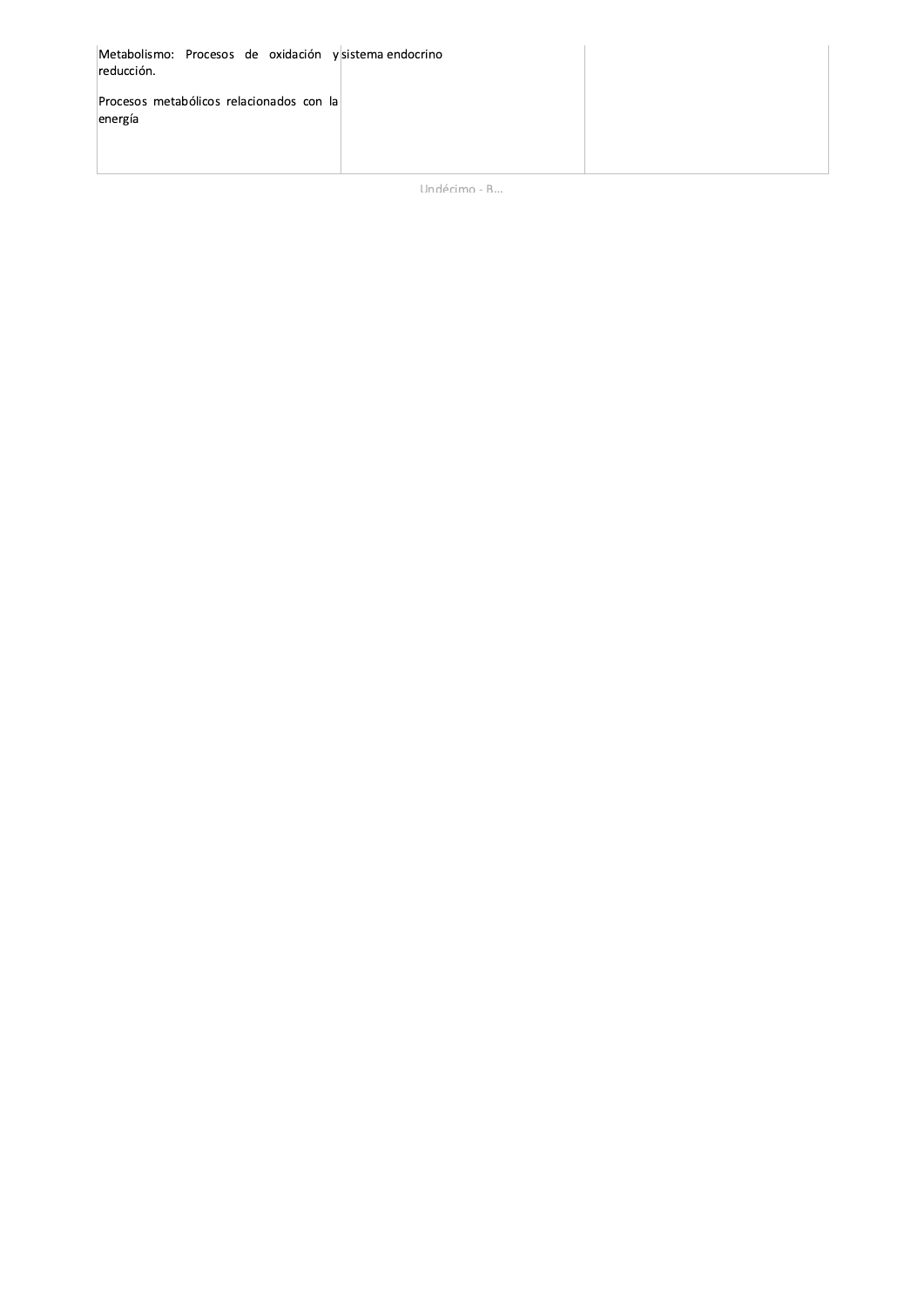| | | |
|---|---|---|
| Metabolismo: Procesos de oxidación y reducción.<br><br>Procesos metabólicos relacionados con la energía | sistema endocrino | |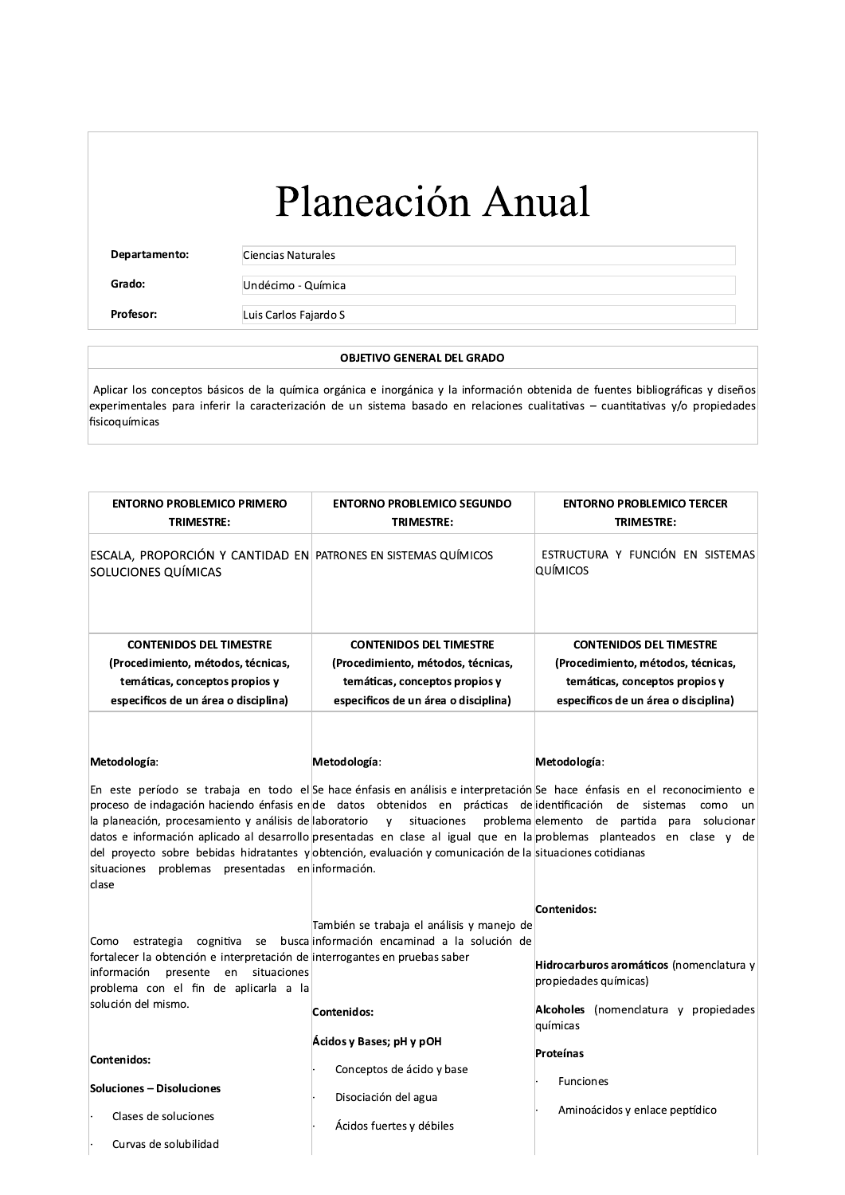# Planeación Anual

| | |
|---|---|
| **Departamento:** | Ciencias Naturales |
| **Grado:** | Undécimo - Química |
| **Profesor:** | Luis Carlos Fajardo S |

| OBJETIVO GENERAL DEL GRADO |
|---|
| Aplicar los conceptos básicos de la química orgánica e inorgánica y la información obtenida de fuentes bibliográficas y diseños experimentales para inferir la caracterización de un sistema basado en relaciones cualitativas – cuantitativas y/o propiedades fisicoquímicas |

| ENTORNO PROBLEMICO PRIMERO TRIMESTRE: | ENTORNO PROBLEMICO SEGUNDO TRIMESTRE: | ENTORNO PROBLEMICO TERCER TRIMESTRE: |
|---|---|---|
| ESCALA, PROPORCIÓN Y CANTIDAD EN SOLUCIONES QUÍMICAS | PATRONES EN SISTEMAS QUÍMICOS | ESTRUCTURA Y FUNCIÓN EN SISTEMAS QUÍMICOS |
| **CONTENIDOS DEL TIMESTRE (Procedimiento, métodos, técnicas, temáticas, conceptos propios y especificos de un área o disciplina)** | **CONTENIDOS DEL TIMESTRE (Procedimiento, métodos, técnicas, temáticas, conceptos propios y especificos de un área o disciplina)** | **CONTENIDOS DEL TIMESTRE (Procedimiento, métodos, técnicas, temáticas, conceptos propios y especificos de un área o disciplina)** |
| **Metodología**:<br><br>En este período se trabaja en todo el proceso de indagación haciendo énfasis en la planeación, procesamiento y análisis de datos e información aplicado al desarrollo del proyecto sobre bebidas hidratantes y situaciones problemas presentadas en clase<br><br>Como estrategia cognitiva se busca fortalecer la obtención e interpretación de información presente en situaciones problema con el fin de aplicarla a la solución del mismo.<br><br>**Contenidos:**<br><br>**Soluciones – Disoluciones**<br><br>· Clases de soluciones<br><br>· Curvas de solubilidad | **Metodología**:<br><br>Se hace énfasis en análisis e interpretación de datos obtenidos en prácticas de laboratorio y situaciones problema presentadas en clase al igual que en la obtención, evaluación y comunicación de la información.<br><br>También se trabaja el análisis y manejo de información encaminad a la solución de interrogantes en pruebas saber<br><br>**Contenidos:**<br><br>**Ácidos y Bases; pH y pOH**<br><br>· Conceptos de ácido y base<br><br>· Disociación del agua<br><br>· Ácidos fuertes y débiles | **Metodología**:<br><br>Se hace énfasis en el reconocimiento e identificación de sistemas como un elemento de partida para solucionar problemas planteados en clase y de situaciones cotidianas<br><br>**Contenidos:**<br><br>**Hidrocarburos aromáticos** (nomenclatura y propiedades químicas)<br><br>**Alcoholes** (nomenclatura y propiedades químicas)<br><br>**Proteínas**<br><br>· Funciones<br><br>· Aminoácidos y enlace peptídico |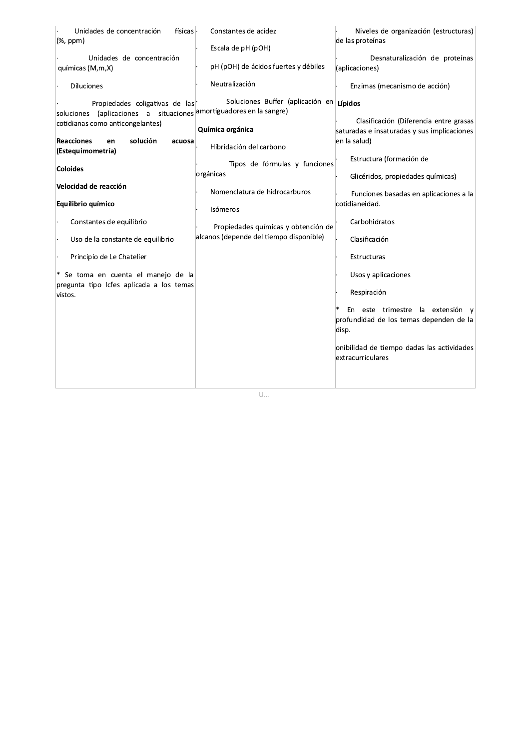| | | |
|---|---|---|
| · Unidades de concentración físicas (%, ppm)<br><br>· Unidades de concentración químicas (M,m,X)<br><br>· Diluciones<br><br>· Propiedades coligativas de las soluciones (aplicaciones a situaciones cotidianas como anticongelantes)<br><br>**Reacciones en solución acuosa (Estequimometría)**<br><br>**Coloides**<br><br>**Velocidad de reacción**<br><br>**Equilibrio químico**<br><br>· Constantes de equilibrio<br><br>· Uso de la constante de equilibrio<br><br>· Principio de Le Chatelier<br><br>* Se toma en cuenta el manejo de la pregunta tipo Icfes aplicada a los temas vistos. | · Constantes de acidez<br><br>· Escala de pH (pOH)<br><br>· pH (pOH) de ácidos fuertes y débiles<br><br>· Neutralización<br><br>· Soluciones Buffer (aplicación en amortiguadores en la sangre)<br><br>**Química orgánica**<br><br>· Hibridación del carbono<br><br>· Tipos de fórmulas y funciones orgánicas<br><br>· Nomenclatura de hidrocarburos<br><br>· Isómeros<br><br>· Propiedades químicas y obtención de alcanos (depende del tiempo disponible) | · Niveles de organización (estructuras) de las proteínas<br><br>· Desnaturalización de proteínas (aplicaciones)<br><br>· Enzimas (mecanismo de acción)<br><br>**Lípidos**<br><br>· Clasificación (Diferencia entre grasas saturadas e insaturadas y sus implicaciones en la salud)<br><br>· Estructura (formación de<br><br>· Glicéridos, propiedades químicas)<br><br>· Funciones basadas en aplicaciones a la cotidianeidad.<br><br>· Carbohidratos<br><br>· Clasificación<br><br>· Estructuras<br><br>· Usos y aplicaciones<br><br>· Respiración<br><br>* En este trimestre la extensión y profundidad de los temas dependen de la disp.<br><br>onibilidad de tiempo dadas las actividades extracurriculares |

U...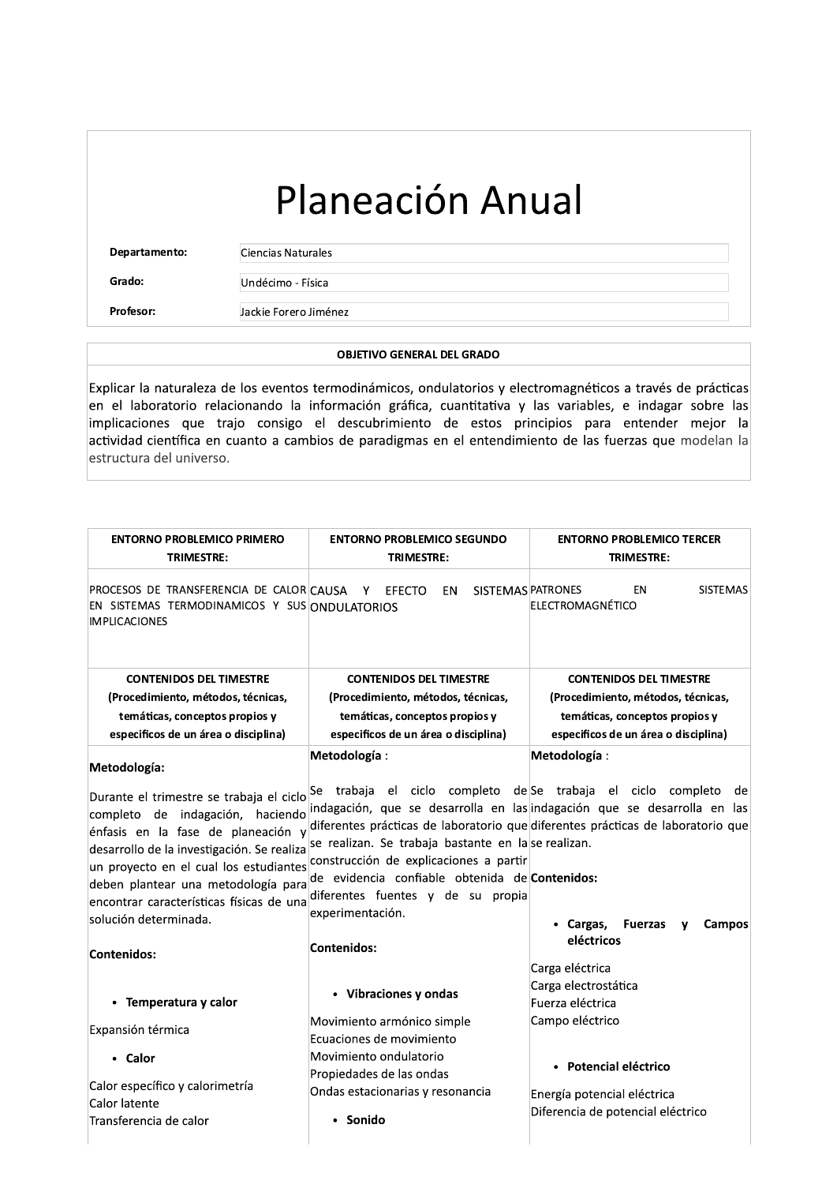# Planeación Anual

| | |
|---|---|
| **Departamento:** | Ciencias Naturales |
| **Grado:** | Undécimo - Física |
| **Profesor:** | Jackie Forero Jiménez |

| OBJETIVO GENERAL DEL GRADO |
|---|
| Explicar la naturaleza de los eventos termodinámicos, ondulatorios y electromagnéticos a través de prácticas en el laboratorio relacionando la información gráfica, cuantitativa y las variables, e indagar sobre las implicaciones que trajo consigo el descubrimiento de estos principios para entender mejor la actividad científica en cuanto a cambios de paradigmas en el entendimiento de las fuerzas que modelan la estructura del universo. |

| ENTORNO PROBLEMICO PRIMERO TRIMESTRE: | ENTORNO PROBLEMICO SEGUNDO TRIMESTRE: | ENTORNO PROBLEMICO TERCER TRIMESTRE: |
|---|---|---|
| PROCESOS DE TRANSFERENCIA DE CALOR EN SISTEMAS TERMODINAMICOS Y SUS IMPLICACIONES | CAUSA Y EFECTO EN SISTEMAS ONDULATORIOS | PATRONES EN SISTEMAS ELECTROMAGNÉTICO |
| **CONTENIDOS DEL TIMESTRE (Procedimiento, métodos, técnicas, temáticas, conceptos propios y especificos de un área o disciplina)** | **CONTENIDOS DEL TIMESTRE (Procedimiento, métodos, técnicas, temáticas, conceptos propios y especificos de un área o disciplina)** | **CONTENIDOS DEL TIMESTRE (Procedimiento, métodos, técnicas, temáticas, conceptos propios y especificos de un área o disciplina)** |
| **Metodología:**<br><br>Durante el trimestre se trabaja el ciclo completo de indagación, haciendo énfasis en la fase de planeación y desarrollo de la investigación. Se realiza un proyecto en el cual los estudiantes deben plantear una metodología para encontrar características físicas de una solución determinada.<br><br>**Contenidos:**<br><br>• **Temperatura y calor**<br><br>Expansión térmica<br><br>• **Calor**<br><br>Calor específico y calorimetría<br>Calor latente<br>Transferencia de calor | **Metodología** :<br><br>Se trabaja el ciclo completo de indagación, que se desarrolla en las diferentes prácticas de laboratorio que se realizan. Se trabaja bastante en la construcción de explicaciones a partir de evidencia confiable obtenida de diferentes fuentes y de su propia experimentación.<br><br>**Contenidos:**<br><br>• **Vibraciones y ondas**<br><br>Movimiento armónico simple<br>Ecuaciones de movimiento<br>Movimiento ondulatorio<br>Propiedades de las ondas<br>Ondas estacionarias y resonancia<br><br>• **Sonido** | **Metodología** :<br><br>Se trabaja el ciclo completo de indagación que se desarrolla en las diferentes prácticas de laboratorio que se realizan.<br><br>**Contenidos:**<br><br>• **Cargas, Fuerzas y Campos eléctricos**<br><br>Carga eléctrica<br>Carga electrostática<br>Fuerza eléctrica<br>Campo eléctrico<br><br>• **Potencial eléctrico**<br><br>Energía potencial eléctrica<br>Diferencia de potencial eléctrico |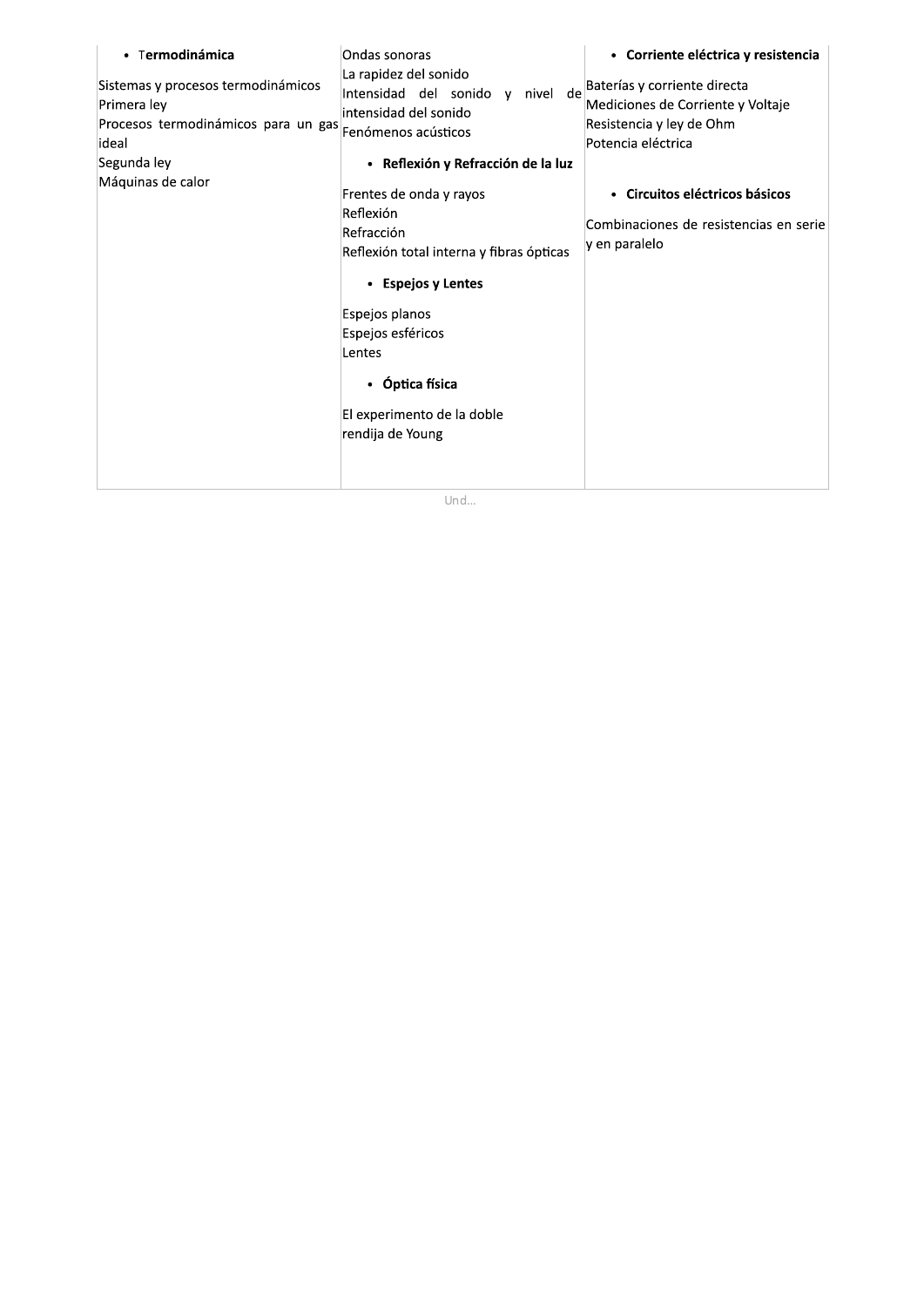| | | |
|---|---|---|
| • **Termodinámica**<br><br>Sistemas y procesos termodinámicos<br>Primera ley<br>Procesos termodinámicos para un gas ideal<br>Segunda ley<br>Máquinas de calor | Ondas sonoras<br>La rapidez del sonido<br>Intensidad del sonido y nivel de intensidad del sonido<br>Fenómenos acústicos<br><br>• **Reflexión y Refracción de la luz**<br><br>Frentes de onda y rayos<br>Reflexión<br>Refracción<br>Reflexión total interna y fibras ópticas<br><br>• **Espejos y Lentes**<br><br>Espejos planos<br>Espejos esféricos<br>Lentes<br><br>• **Óptica física**<br><br>El experimento de la doble rendija de Young | • **Corriente eléctrica y resistencia**<br><br>Baterías y corriente directa<br>Mediciones de Corriente y Voltaje<br>Resistencia y ley de Ohm<br>Potencia eléctrica<br><br>• **Circuitos eléctricos básicos**<br><br>Combinaciones de resistencias en serie y en paralelo |